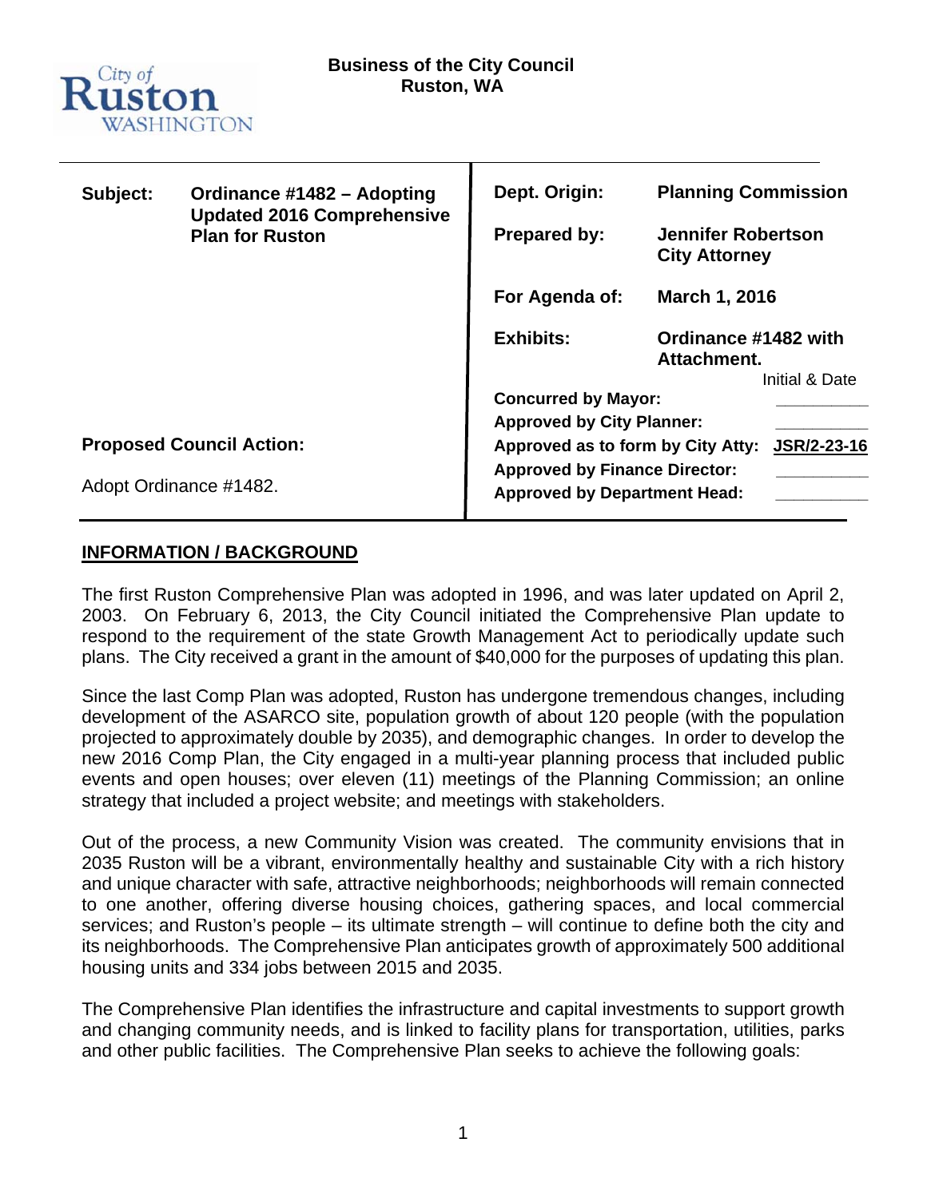City of Ruston WASHINGTON

**Business of the City Council**
**Ruston, WA**

| | | | |
|---|---|---|---|
| **Subject:** | **Ordinance #1482 – Adopting Updated 2016 Comprehensive Plan for Ruston** | **Dept. Origin:** | **Planning Commission** |
| | | **Prepared by:** | **Jennifer Robertson City Attorney** |
| | | **For Agenda of:** | **March 1, 2016** |
| | | **Exhibits:** | **Ordinance #1482 with Attachment.** |

| | Initial & Date |
|---|---|
| **Concurred by Mayor:** | _________ |
| **Approved by City Planner:** | _________ |
| **Approved as to form by City Atty:** | **JSR/2-23-16** |
| **Approved by Finance Director:** | _________ |
| **Approved by Department Head:** | _________ |

**Proposed Council Action:**

Adopt Ordinance #1482.

## INFORMATION / BACKGROUND

The first Ruston Comprehensive Plan was adopted in 1996, and was later updated on April 2, 2003. On February 6, 2013, the City Council initiated the Comprehensive Plan update to respond to the requirement of the state Growth Management Act to periodically update such plans. The City received a grant in the amount of $40,000 for the purposes of updating this plan.

Since the last Comp Plan was adopted, Ruston has undergone tremendous changes, including development of the ASARCO site, population growth of about 120 people (with the population projected to approximately double by 2035), and demographic changes. In order to develop the new 2016 Comp Plan, the City engaged in a multi-year planning process that included public events and open houses; over eleven (11) meetings of the Planning Commission; an online strategy that included a project website; and meetings with stakeholders.

Out of the process, a new Community Vision was created. The community envisions that in 2035 Ruston will be a vibrant, environmentally healthy and sustainable City with a rich history and unique character with safe, attractive neighborhoods; neighborhoods will remain connected to one another, offering diverse housing choices, gathering spaces, and local commercial services; and Ruston's people – its ultimate strength – will continue to define both the city and its neighborhoods. The Comprehensive Plan anticipates growth of approximately 500 additional housing units and 334 jobs between 2015 and 2035.

The Comprehensive Plan identifies the infrastructure and capital investments to support growth and changing community needs, and is linked to facility plans for transportation, utilities, parks and other public facilities. The Comprehensive Plan seeks to achieve the following goals: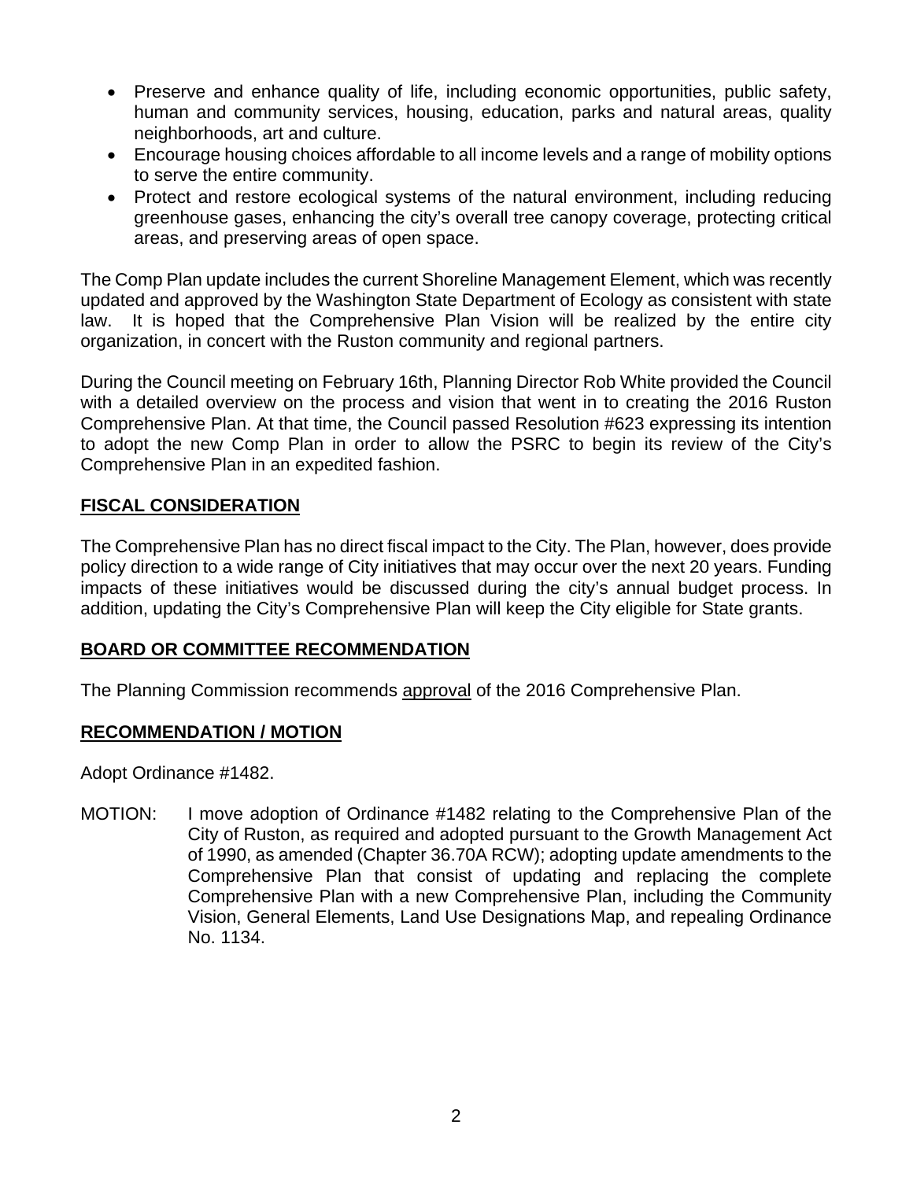- Preserve and enhance quality of life, including economic opportunities, public safety, human and community services, housing, education, parks and natural areas, quality neighborhoods, art and culture.
- Encourage housing choices affordable to all income levels and a range of mobility options to serve the entire community.
- Protect and restore ecological systems of the natural environment, including reducing greenhouse gases, enhancing the city's overall tree canopy coverage, protecting critical areas, and preserving areas of open space.

The Comp Plan update includes the current Shoreline Management Element, which was recently updated and approved by the Washington State Department of Ecology as consistent with state law. It is hoped that the Comprehensive Plan Vision will be realized by the entire city organization, in concert with the Ruston community and regional partners.

During the Council meeting on February 16th, Planning Director Rob White provided the Council with a detailed overview on the process and vision that went in to creating the 2016 Ruston Comprehensive Plan. At that time, the Council passed Resolution #623 expressing its intention to adopt the new Comp Plan in order to allow the PSRC to begin its review of the City's Comprehensive Plan in an expedited fashion.

## FISCAL CONSIDERATION

The Comprehensive Plan has no direct fiscal impact to the City. The Plan, however, does provide policy direction to a wide range of City initiatives that may occur over the next 20 years. Funding impacts of these initiatives would be discussed during the city's annual budget process. In addition, updating the City's Comprehensive Plan will keep the City eligible for State grants.

## BOARD OR COMMITTEE RECOMMENDATION

The Planning Commission recommends approval of the 2016 Comprehensive Plan.

## RECOMMENDATION / MOTION

Adopt Ordinance #1482.

MOTION: I move adoption of Ordinance #1482 relating to the Comprehensive Plan of the City of Ruston, as required and adopted pursuant to the Growth Management Act of 1990, as amended (Chapter 36.70A RCW); adopting update amendments to the Comprehensive Plan that consist of updating and replacing the complete Comprehensive Plan with a new Comprehensive Plan, including the Community Vision, General Elements, Land Use Designations Map, and repealing Ordinance No. 1134.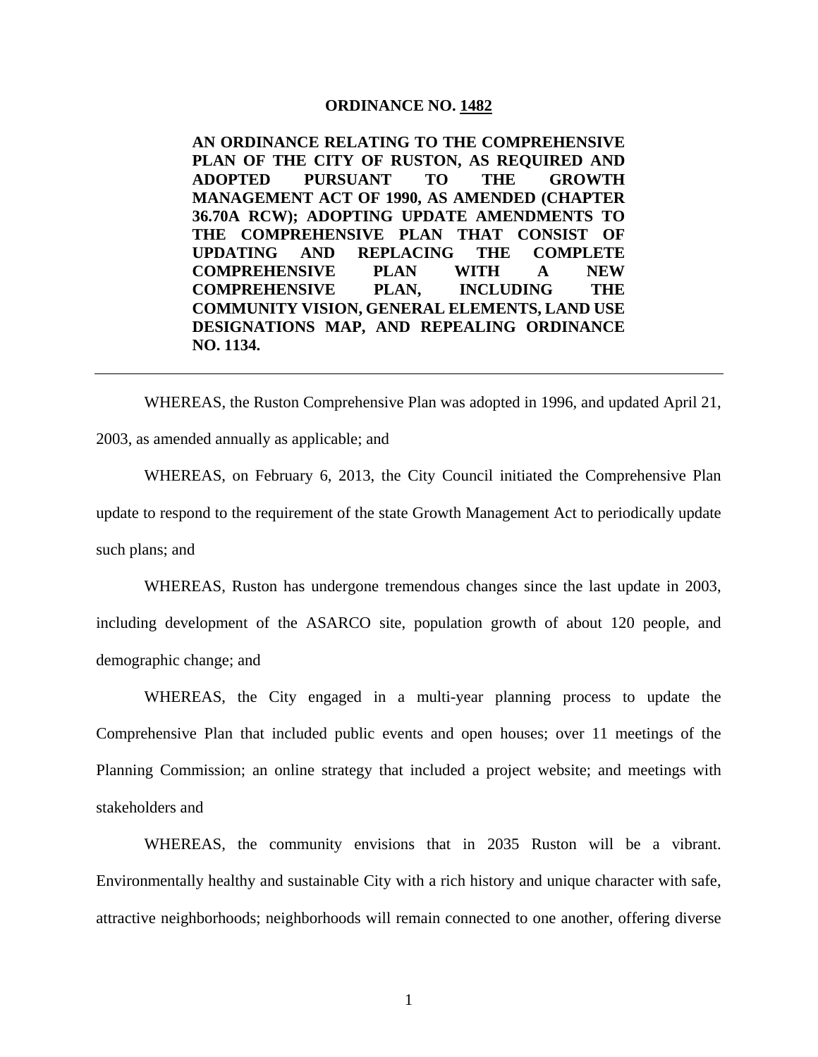**ORDINANCE NO. 1482**

**AN ORDINANCE RELATING TO THE COMPREHENSIVE PLAN OF THE CITY OF RUSTON, AS REQUIRED AND ADOPTED PURSUANT TO THE GROWTH MANAGEMENT ACT OF 1990, AS AMENDED (CHAPTER 36.70A RCW); ADOPTING UPDATE AMENDMENTS TO THE COMPREHENSIVE PLAN THAT CONSIST OF UPDATING AND REPLACING THE COMPLETE COMPREHENSIVE PLAN WITH A NEW COMPREHENSIVE PLAN, INCLUDING THE COMMUNITY VISION, GENERAL ELEMENTS, LAND USE DESIGNATIONS MAP, AND REPEALING ORDINANCE NO. 1134.**

---

WHEREAS, the Ruston Comprehensive Plan was adopted in 1996, and updated April 21, 2003, as amended annually as applicable; and

WHEREAS, on February 6, 2013, the City Council initiated the Comprehensive Plan update to respond to the requirement of the state Growth Management Act to periodically update such plans; and

WHEREAS, Ruston has undergone tremendous changes since the last update in 2003, including development of the ASARCO site, population growth of about 120 people, and demographic change; and

WHEREAS, the City engaged in a multi-year planning process to update the Comprehensive Plan that included public events and open houses; over 11 meetings of the Planning Commission; an online strategy that included a project website; and meetings with stakeholders and

WHEREAS, the community envisions that in 2035 Ruston will be a vibrant. Environmentally healthy and sustainable City with a rich history and unique character with safe, attractive neighborhoods; neighborhoods will remain connected to one another, offering diverse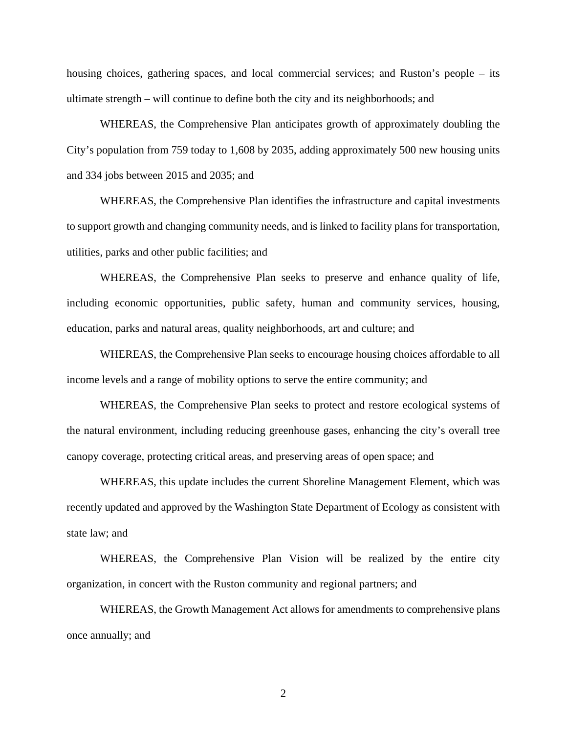housing choices, gathering spaces, and local commercial services; and Ruston's people – its ultimate strength – will continue to define both the city and its neighborhoods; and

WHEREAS, the Comprehensive Plan anticipates growth of approximately doubling the City's population from 759 today to 1,608 by 2035, adding approximately 500 new housing units and 334 jobs between 2015 and 2035; and

WHEREAS, the Comprehensive Plan identifies the infrastructure and capital investments to support growth and changing community needs, and is linked to facility plans for transportation, utilities, parks and other public facilities; and

WHEREAS, the Comprehensive Plan seeks to preserve and enhance quality of life, including economic opportunities, public safety, human and community services, housing, education, parks and natural areas, quality neighborhoods, art and culture; and

WHEREAS, the Comprehensive Plan seeks to encourage housing choices affordable to all income levels and a range of mobility options to serve the entire community; and

WHEREAS, the Comprehensive Plan seeks to protect and restore ecological systems of the natural environment, including reducing greenhouse gases, enhancing the city's overall tree canopy coverage, protecting critical areas, and preserving areas of open space; and

WHEREAS, this update includes the current Shoreline Management Element, which was recently updated and approved by the Washington State Department of Ecology as consistent with state law; and

WHEREAS, the Comprehensive Plan Vision will be realized by the entire city organization, in concert with the Ruston community and regional partners; and

WHEREAS, the Growth Management Act allows for amendments to comprehensive plans once annually; and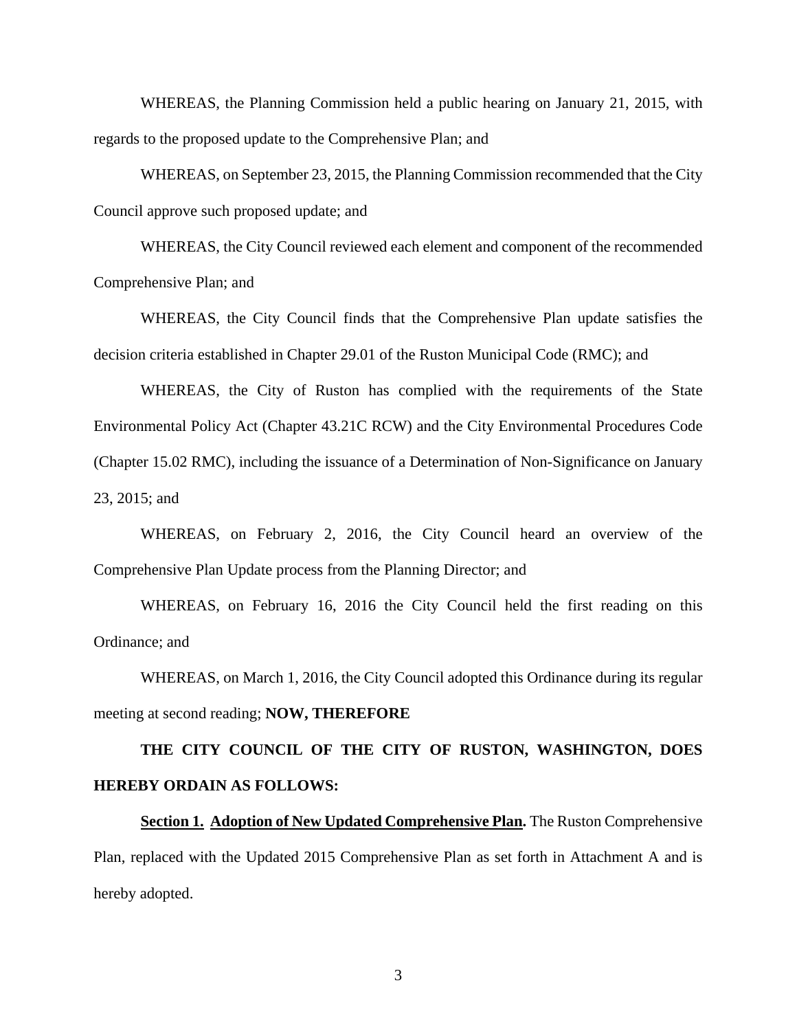WHEREAS, the Planning Commission held a public hearing on January 21, 2015, with regards to the proposed update to the Comprehensive Plan; and

WHEREAS, on September 23, 2015, the Planning Commission recommended that the City Council approve such proposed update; and

WHEREAS, the City Council reviewed each element and component of the recommended Comprehensive Plan; and

WHEREAS, the City Council finds that the Comprehensive Plan update satisfies the decision criteria established in Chapter 29.01 of the Ruston Municipal Code (RMC); and

WHEREAS, the City of Ruston has complied with the requirements of the State Environmental Policy Act (Chapter 43.21C RCW) and the City Environmental Procedures Code (Chapter 15.02 RMC), including the issuance of a Determination of Non-Significance on January 23, 2015; and

WHEREAS, on February 2, 2016, the City Council heard an overview of the Comprehensive Plan Update process from the Planning Director; and

WHEREAS, on February 16, 2016 the City Council held the first reading on this Ordinance; and

WHEREAS, on March 1, 2016, the City Council adopted this Ordinance during its regular meeting at second reading; **NOW, THEREFORE**

**THE CITY COUNCIL OF THE CITY OF RUSTON, WASHINGTON, DOES HEREBY ORDAIN AS FOLLOWS:**

**Section 1. Adoption of New Updated Comprehensive Plan.** The Ruston Comprehensive Plan, replaced with the Updated 2015 Comprehensive Plan as set forth in Attachment A and is hereby adopted.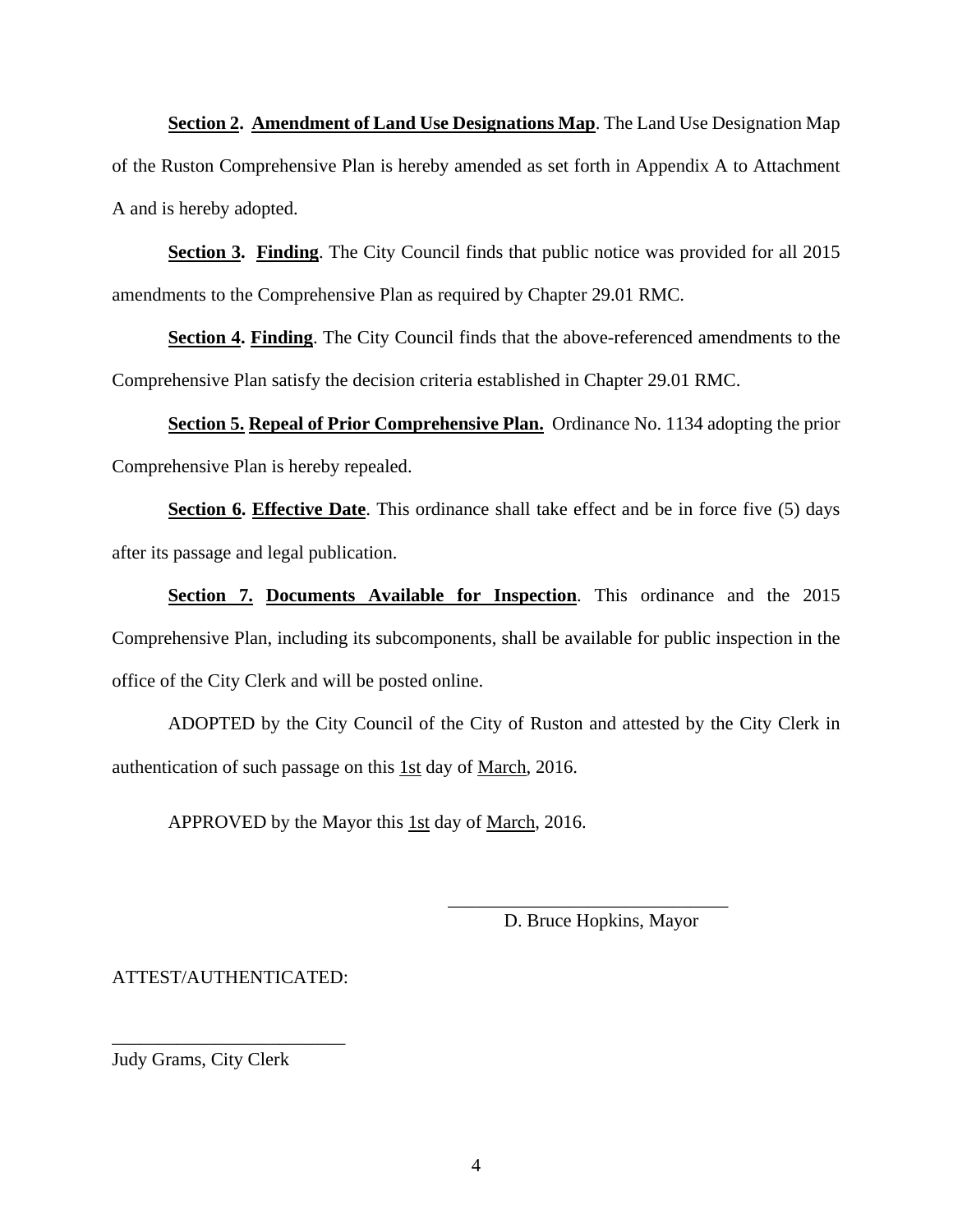**<u>Section 2</u>. <u>Amendment of Land Use Designations Map</u>**. The Land Use Designation Map of the Ruston Comprehensive Plan is hereby amended as set forth in Appendix A to Attachment A and is hereby adopted.

**<u>Section 3</u>. <u>Finding</u>**. The City Council finds that public notice was provided for all 2015 amendments to the Comprehensive Plan as required by Chapter 29.01 RMC.

**<u>Section 4</u>. <u>Finding</u>**. The City Council finds that the above-referenced amendments to the Comprehensive Plan satisfy the decision criteria established in Chapter 29.01 RMC.

**<u>Section 5. Repeal of Prior Comprehensive Plan.</u>** Ordinance No. 1134 adopting the prior Comprehensive Plan is hereby repealed.

**<u>Section 6</u>. <u>Effective Date</u>**. This ordinance shall take effect and be in force five (5) days after its passage and legal publication.

**<u>Section 7</u>. <u>Documents Available for Inspection</u>**. This ordinance and the 2015 Comprehensive Plan, including its subcomponents, shall be available for public inspection in the office of the City Clerk and will be posted online.

ADOPTED by the City Council of the City of Ruston and attested by the City Clerk in authentication of such passage on this <u>1st</u> day of <u>March</u>, 2016.

APPROVED by the Mayor this <u>1st</u> day of <u>March</u>, 2016.

______________________________
D. Bruce Hopkins, Mayor

ATTEST/AUTHENTICATED:

_________________________
Judy Grams, City Clerk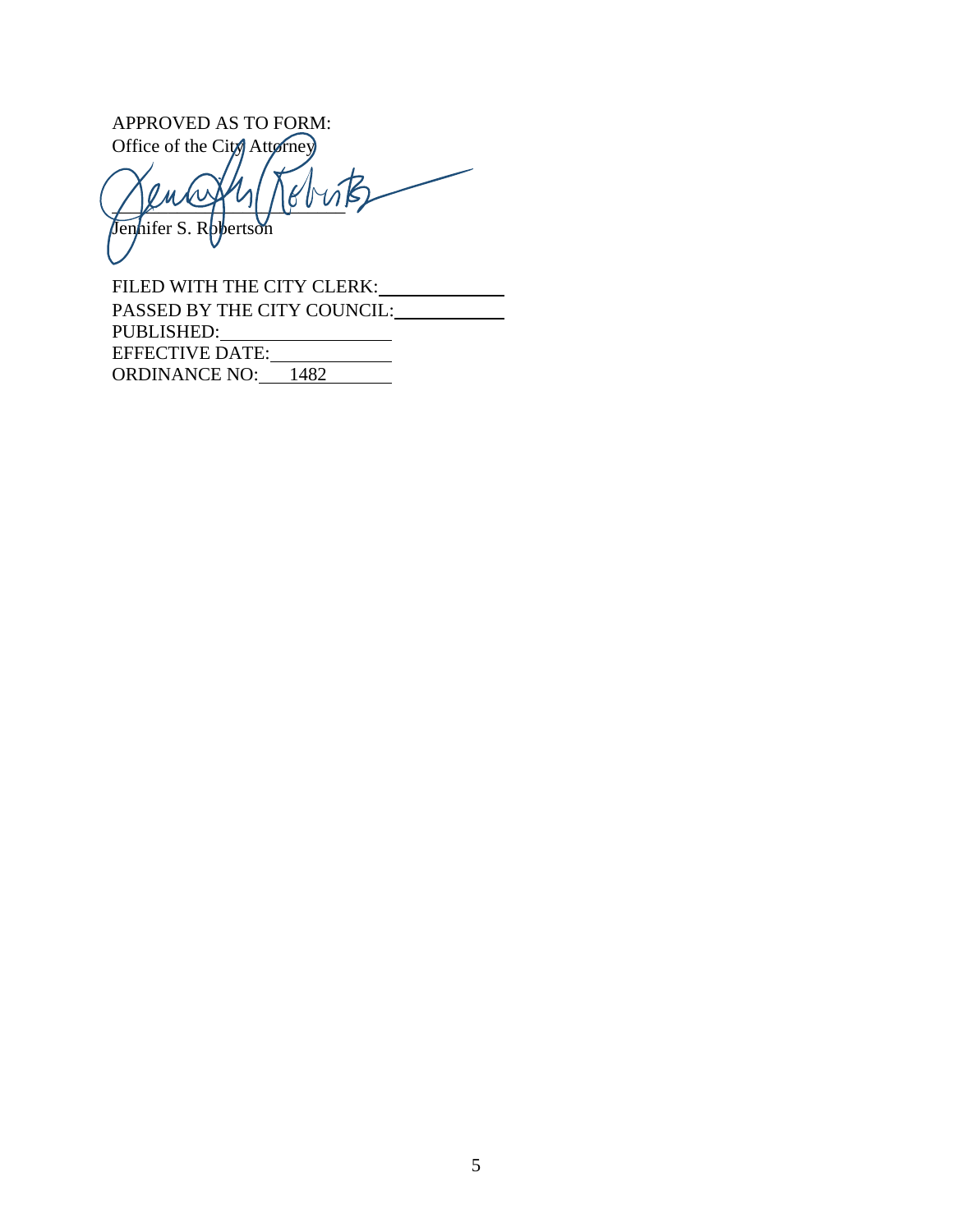APPROVED AS TO FORM:
Office of the City Attorney

______________________________
Jennifer S. Robertson

FILED WITH THE CITY CLERK: ____________
PASSED BY THE CITY COUNCIL: ____________
PUBLISHED: ____________
EFFECTIVE DATE: ____________
ORDINANCE NO: 1482